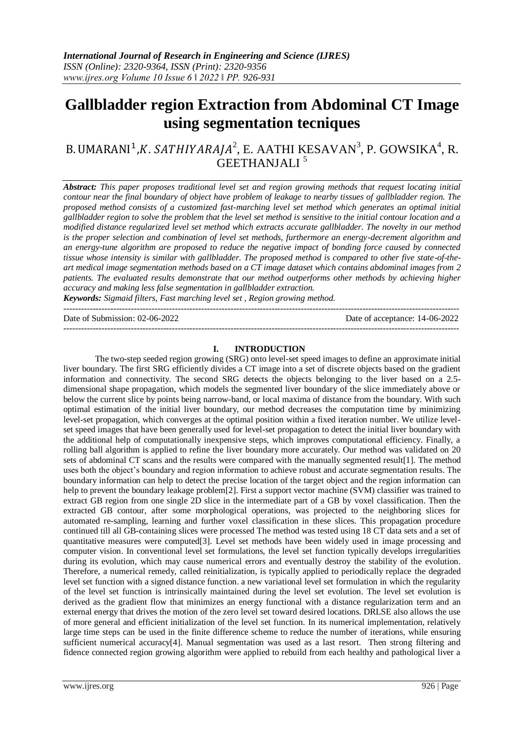# Gallbladder region Extraction from Abdominal CT Image using segmentation tecniques

B. UMARANI[1], K. SATHIYARAJA[2], E. AATHI KESAVAN[3], P. GOWSIKA[4], R. GEETHANJALI[5]

***Abstract:*** *This paper proposes traditional level set and region growing methods that request locating initial contour near the final boundary of object have problem of leakage to nearby tissues of gallbladder region. The proposed method consists of a customized fast-marching level set method which generates an optimal initial gallbladder region to solve the problem that the level set method is sensitive to the initial contour location and a modified distance regularized level set method which extracts accurate gallbladder. The novelty in our method is the proper selection and combination of level set methods, furthermore an energy-decrement algorithm and an energy-tune algorithm are proposed to reduce the negative impact of bonding force caused by connected tissue whose intensity is similar with gallbladder. The proposed method is compared to other five state-of-the-art medical image segmentation methods based on a CT image dataset which contains abdominal images from 2 patients. The evaluated results demonstrate that our method outperforms other methods by achieving higher accuracy and making less false segmentation in gallbladder extraction.*

***Keywords:*** *Sigmaid filters, Fast marching level set , Region growing method.*

---

Date of Submission: 02-06-2022 Date of acceptance: 14-06-2022

---

## I. INTRODUCTION

The two-step seeded region growing (SRG) onto level-set speed images to define an approximate initial liver boundary. The first SRG efficiently divides a CT image into a set of discrete objects based on the gradient information and connectivity. The second SRG detects the objects belonging to the liver based on a 2.5-dimensional shape propagation, which models the segmented liver boundary of the slice immediately above or below the current slice by points being narrow-band, or local maxima of distance from the boundary. With such optimal estimation of the initial liver boundary, our method decreases the computation time by minimizing level-set propagation, which converges at the optimal position within a fixed iteration number. We utilize level-set speed images that have been generally used for level-set propagation to detect the initial liver boundary with the additional help of computationally inexpensive steps, which improves computational efficiency. Finally, a rolling ball algorithm is applied to refine the liver boundary more accurately. Our method was validated on 20 sets of abdominal CT scans and the results were compared with the manually segmented result[1]. The method uses both the object's boundary and region information to achieve robust and accurate segmentation results. The boundary information can help to detect the precise location of the target object and the region information can help to prevent the boundary leakage problem[2]. First a support vector machine (SVM) classifier was trained to extract GB region from one single 2D slice in the intermediate part of a GB by voxel classification. Then the extracted GB contour, after some morphological operations, was projected to the neighboring slices for automated re-sampling, learning and further voxel classification in these slices. This propagation procedure continued till all GB-containing slices were processed The method was tested using 18 CT data sets and a set of quantitative measures were computed[3]. Level set methods have been widely used in image processing and computer vision. In conventional level set formulations, the level set function typically develops irregularities during its evolution, which may cause numerical errors and eventually destroy the stability of the evolution. Therefore, a numerical remedy, called reinitialization, is typically applied to periodically replace the degraded level set function with a signed distance function. a new variational level set formulation in which the regularity of the level set function is intrinsically maintained during the level set evolution. The level set evolution is derived as the gradient flow that minimizes an energy functional with a distance regularization term and an external energy that drives the motion of the zero level set toward desired locations. DRLSE also allows the use of more general and efficient initialization of the level set function. In its numerical implementation, relatively large time steps can be used in the finite difference scheme to reduce the number of iterations, while ensuring sufficient numerical accuracy[4]. Manual segmentation was used as a last resort. Then strong filtering and fidence connected region growing algorithm were applied to rebuild from each healthy and pathological liver a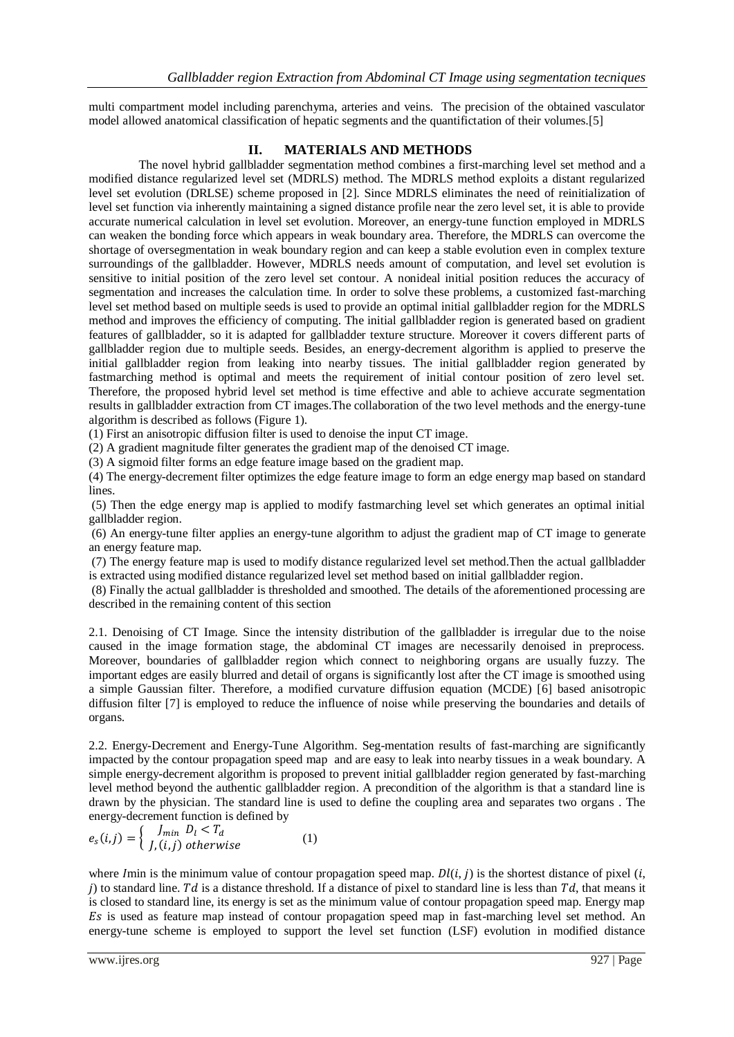multi compartment model including parenchyma, arteries and veins. The precision of the obtained vasculator model allowed anatomical classification of hepatic segments and the quantifictation of their volumes.[5]

## II. MATERIALS AND METHODS

The novel hybrid gallbladder segmentation method combines a first-marching level set method and a modified distance regularized level set (MDRLS) method. The MDRLS method exploits a distant regularized level set evolution (DRLSE) scheme proposed in [2]. Since MDRLS eliminates the need of reinitialization of level set function via inherently maintaining a signed distance profile near the zero level set, it is able to provide accurate numerical calculation in level set evolution. Moreover, an energy-tune function employed in MDRLS can weaken the bonding force which appears in weak boundary area. Therefore, the MDRLS can overcome the shortage of oversegmentation in weak boundary region and can keep a stable evolution even in complex texture surroundings of the gallbladder. However, MDRLS needs amount of computation, and level set evolution is sensitive to initial position of the zero level set contour. A nonideal initial position reduces the accuracy of segmentation and increases the calculation time. In order to solve these problems, a customized fast-marching level set method based on multiple seeds is used to provide an optimal initial gallbladder region for the MDRLS method and improves the efficiency of computing. The initial gallbladder region is generated based on gradient features of gallbladder, so it is adapted for gallbladder texture structure. Moreover it covers different parts of gallbladder region due to multiple seeds. Besides, an energy-decrement algorithm is applied to preserve the initial gallbladder region from leaking into nearby tissues. The initial gallbladder region generated by fastmarching method is optimal and meets the requirement of initial contour position of zero level set. Therefore, the proposed hybrid level set method is time effective and able to achieve accurate segmentation results in gallbladder extraction from CT images.The collaboration of the two level methods and the energy-tune algorithm is described as follows (Figure 1).

(1) First an anisotropic diffusion filter is used to denoise the input CT image.

(2) A gradient magnitude filter generates the gradient map of the denoised CT image.

(3) A sigmoid filter forms an edge feature image based on the gradient map.

(4) The energy-decrement filter optimizes the edge feature image to form an edge energy map based on standard lines.

(5) Then the edge energy map is applied to modify fastmarching level set which generates an optimal initial gallbladder region.

(6) An energy-tune filter applies an energy-tune algorithm to adjust the gradient map of CT image to generate an energy feature map.

(7) The energy feature map is used to modify distance regularized level set method.Then the actual gallbladder is extracted using modified distance regularized level set method based on initial gallbladder region.

(8) Finally the actual gallbladder is thresholded and smoothed. The details of the aforementioned processing are described in the remaining content of this section

2.1. Denoising of CT Image. Since the intensity distribution of the gallbladder is irregular due to the noise caused in the image formation stage, the abdominal CT images are necessarily denoised in preprocess. Moreover, boundaries of gallbladder region which connect to neighboring organs are usually fuzzy. The important edges are easily blurred and detail of organs is significantly lost after the CT image is smoothed using a simple Gaussian filter. Therefore, a modified curvature diffusion equation (MCDE) [6] based anisotropic diffusion filter [7] is employed to reduce the influence of noise while preserving the boundaries and details of organs.

2.2. Energy-Decrement and Energy-Tune Algorithm. Seg-mentation results of fast-marching are significantly impacted by the contour propagation speed map and are easy to leak into nearby tissues in a weak boundary. A simple energy-decrement algorithm is proposed to prevent initial gallbladder region generated by fast-marching level method beyond the authentic gallbladder region. A precondition of the algorithm is that a standard line is drawn by the physician. The standard line is used to define the coupling area and separates two organs . The energy-decrement function is defined by

$$e_s(i,j) = \begin{cases} J_{min} & D_l < T_d \\ J,(i,j) & otherwise \end{cases} \qquad (1)$$

where $I$min is the minimum value of contour propagation speed map. $Dl(i, j)$ is the shortest distance of pixel $(i, j)$ to standard line. $Td$ is a distance threshold. If a distance of pixel to standard line is less than $Td$, that means it is closed to standard line, its energy is set as the minimum value of contour propagation speed map. Energy map $Es$ is used as feature map instead of contour propagation speed map in fast-marching level set method. An energy-tune scheme is employed to support the level set function (LSF) evolution in modified distance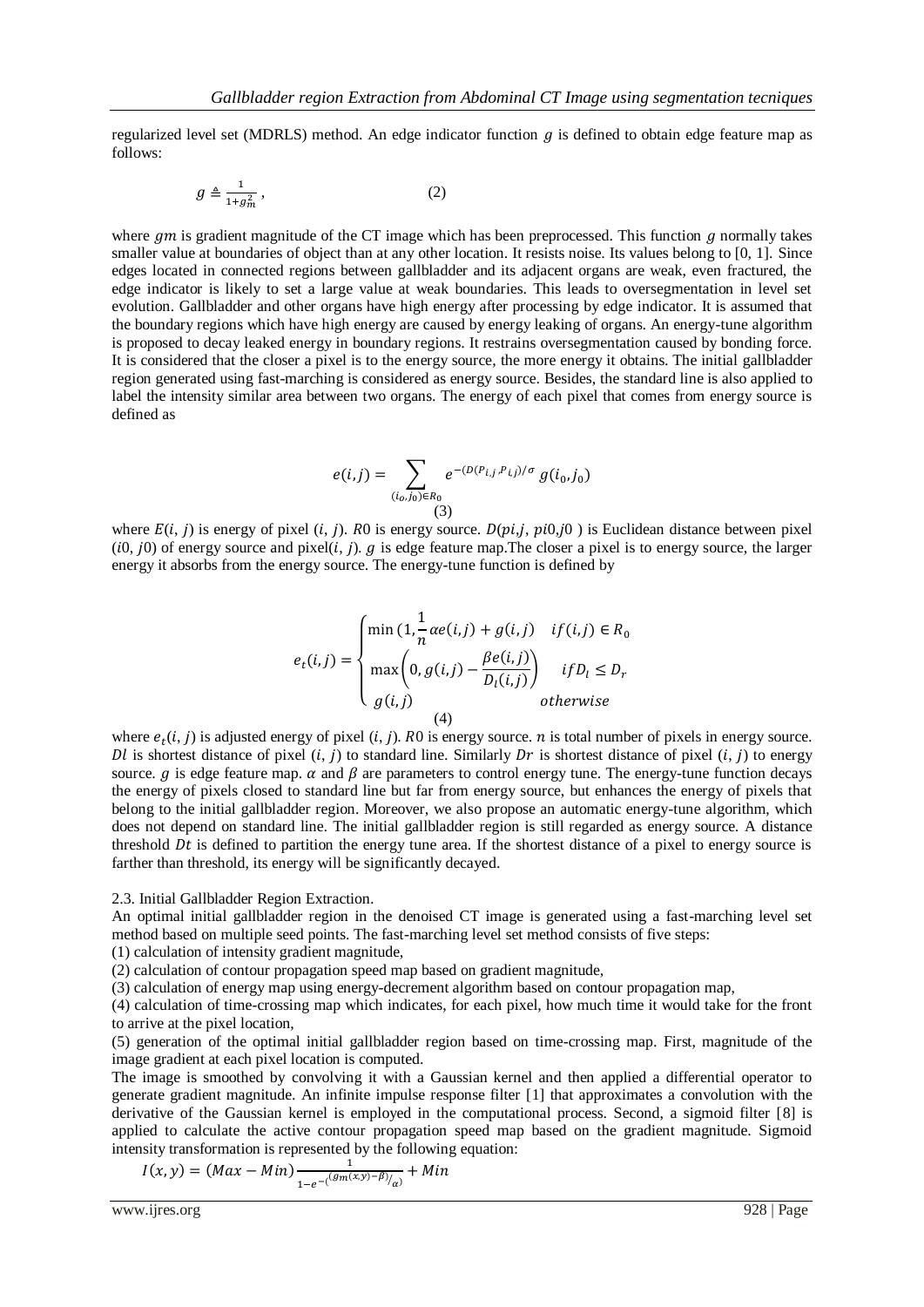regularized level set (MDRLS) method. An edge indicator function $g$ is defined to obtain edge feature map as follows:

$$g \triangleq \frac{1}{1+g_m^2}, \qquad (2)$$

where $gm$ is gradient magnitude of the CT image which has been preprocessed. This function $g$ normally takes smaller value at boundaries of object than at any other location. It resists noise. Its values belong to [0, 1]. Since edges located in connected regions between gallbladder and its adjacent organs are weak, even fractured, the edge indicator is likely to set a large value at weak boundaries. This leads to oversegmentation in level set evolution. Gallbladder and other organs have high energy after processing by edge indicator. It is assumed that the boundary regions which have high energy are caused by energy leaking of organs. An energy-tune algorithm is proposed to decay leaked energy in boundary regions. It restrains oversegmentation caused by bonding force. It is considered that the closer a pixel is to the energy source, the more energy it obtains. The initial gallbladder region generated using fast-marching is considered as energy source. Besides, the standard line is also applied to label the intensity similar area between two organs. The energy of each pixel that comes from energy source is defined as

$$e(i,j) = \sum_{(i_0,j_0)\in R_0} e^{-(D(P_{i,j},P_{i,j}))/\sigma}\, g(i_0,j_0) \qquad (3)$$

where $E(i, j)$ is energy of pixel $(i, j)$. $R0$ is energy source. $D(pi,j,\, pi0,j0)$ is Euclidean distance between pixel $(i0, j0)$ of energy source and pixel$(i, j)$. $g$ is edge feature map.The closer a pixel is to energy source, the larger energy it absorbs from the energy source. The energy-tune function is defined by

$$e_t(i,j) = \begin{cases} \min\left(1, \frac{1}{n}\alpha e(i,j) + g(i,j)\right. & if\,(i,j) \in R_0 \\ \max\left(0, g(i,j) - \frac{\beta e(i,j)}{D_l(i,j)}\right) & if D_l \le D_r \\ g(i,j) & otherwise \end{cases} \qquad (4)$$

where $e_t(i, j)$ is adjusted energy of pixel $(i, j)$. $R0$ is energy source. $n$ is total number of pixels in energy source. $Dl$ is shortest distance of pixel $(i, j)$ to standard line. Similarly $Dr$ is shortest distance of pixel $(i, j)$ to energy source. $g$ is edge feature map. $\alpha$ and $\beta$ are parameters to control energy tune. The energy-tune function decays the energy of pixels closed to standard line but far from energy source, but enhances the energy of pixels that belong to the initial gallbladder region. Moreover, we also propose an automatic energy-tune algorithm, which does not depend on standard line. The initial gallbladder region is still regarded as energy source. A distance threshold $Dt$ is defined to partition the energy tune area. If the shortest distance of a pixel to energy source is farther than threshold, its energy will be significantly decayed.

2.3. Initial Gallbladder Region Extraction.

An optimal initial gallbladder region in the denoised CT image is generated using a fast-marching level set method based on multiple seed points. The fast-marching level set method consists of five steps:

(1) calculation of intensity gradient magnitude,

(2) calculation of contour propagation speed map based on gradient magnitude,

(3) calculation of energy map using energy-decrement algorithm based on contour propagation map,

(4) calculation of time-crossing map which indicates, for each pixel, how much time it would take for the front to arrive at the pixel location,

(5) generation of the optimal initial gallbladder region based on time-crossing map. First, magnitude of the image gradient at each pixel location is computed.

The image is smoothed by convolving it with a Gaussian kernel and then applied a differential operator to generate gradient magnitude. An infinite impulse response filter [1] that approximates a convolution with the derivative of the Gaussian kernel is employed in the computational process. Second, a sigmoid filter [8] is applied to calculate the active contour propagation speed map based on the gradient magnitude. Sigmoid intensity transformation is represented by the following equation:

$$I(x,y) = (Max - Min)\frac{1}{1-e^{-\left(\left(g_m(x,y)-\beta\right)/\alpha\right)}} + Min$$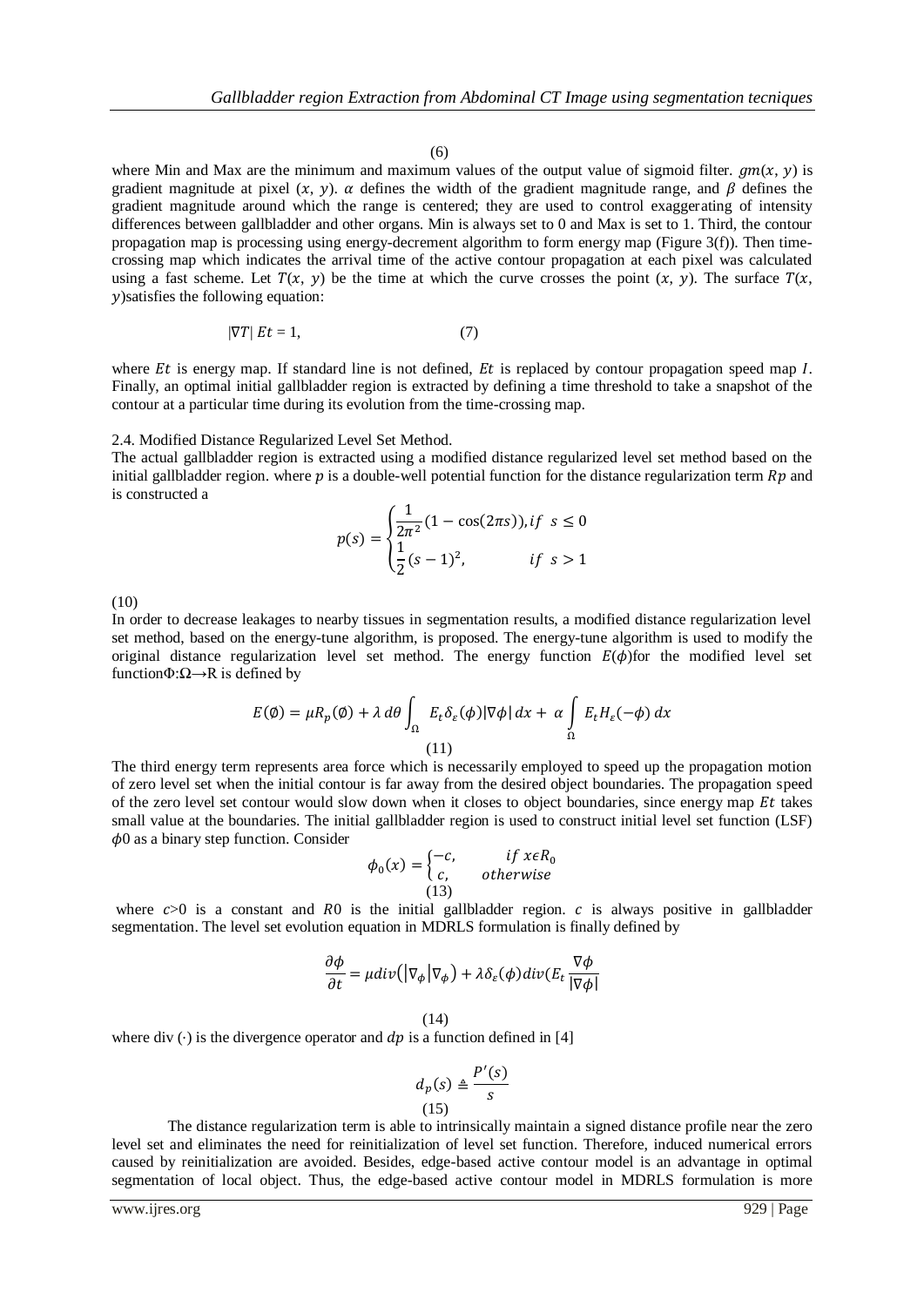(6)

where Min and Max are the minimum and maximum values of the output value of sigmoid filter. $gm(x, y)$ is gradient magnitude at pixel $(x, y)$. $\alpha$ defines the width of the gradient magnitude range, and $\beta$ defines the gradient magnitude around which the range is centered; they are used to control exaggerating of intensity differences between gallbladder and other organs. Min is always set to 0 and Max is set to 1. Third, the contour propagation map is processing using energy-decrement algorithm to form energy map (Figure 3(f)). Then time-crossing map which indicates the arrival time of the active contour propagation at each pixel was calculated using a fast scheme. Let $T(x, y)$ be the time at which the curve crosses the point $(x, y)$. The surface $T(x, y)$satisfies the following equation:

$$|\nabla T|\ Et = 1, \qquad (7)$$

where $Et$ is energy map. If standard line is not defined, $Et$ is replaced by contour propagation speed map $I$. Finally, an optimal initial gallbladder region is extracted by defining a time threshold to take a snapshot of the contour at a particular time during its evolution from the time-crossing map.

2.4. Modified Distance Regularized Level Set Method.

The actual gallbladder region is extracted using a modified distance regularized level set method based on the initial gallbladder region. where $p$ is a double-well potential function for the distance regularization term $Rp$ and is constructed a

$$p(s) = \begin{cases} \frac{1}{2\pi^2}(1-\cos(2\pi s)), if\ \ s \le 0 \\ \frac{1}{2}(s-1)^2, \qquad\qquad if\ \ s > 1 \end{cases}$$

(10)

In order to decrease leakages to nearby tissues in segmentation results, a modified distance regularization level set method, based on the energy-tune algorithm, is proposed. The energy-tune algorithm is used to modify the original distance regularization level set method. The energy function $E(\phi)$for the modified level set function$\Phi$:$\Omega \rightarrow$R is defined by

$$E(\emptyset) = \mu R_p(\emptyset) + \lambda\, d\theta \int_{\Omega} E_t \delta_\varepsilon(\phi)|\nabla\phi|\, dx + \alpha \int_{\Omega} E_t H_\varepsilon(-\phi)\, dx$$

(11)

The third energy term represents area force which is necessarily employed to speed up the propagation motion of zero level set when the initial contour is far away from the desired object boundaries. The propagation speed of the zero level set contour would slow down when it closes to object boundaries, since energy map $Et$ takes small value at the boundaries. The initial gallbladder region is used to construct initial level set function (LSF) $\phi 0$ as a binary step function. Consider

$$\phi_0(x) = \begin{cases} -c, \qquad if\ x \epsilon R_0 \\ c, \qquad otherwise \end{cases}$$

(13)

where $c$>0 is a constant and $R0$ is the initial gallbladder region. $c$ is always positive in gallbladder segmentation. The level set evolution equation in MDRLS formulation is finally defined by

$$\frac{\partial\phi}{\partial t} = \mu div\left(|\nabla_\phi|\nabla_\phi\right) + \lambda\delta_\varepsilon(\phi) div(E_t \frac{\nabla\phi}{|\nabla\phi|}$$

(14)

where div (·) is the divergence operator and $dp$ is a function defined in [4]

$$d_p(s) \triangleq \frac{P'(s)}{s}$$

(15)

The distance regularization term is able to intrinsically maintain a signed distance profile near the zero level set and eliminates the need for reinitialization of level set function. Therefore, induced numerical errors caused by reinitialization are avoided. Besides, edge-based active contour model is an advantage in optimal segmentation of local object. Thus, the edge-based active contour model in MDRLS formulation is more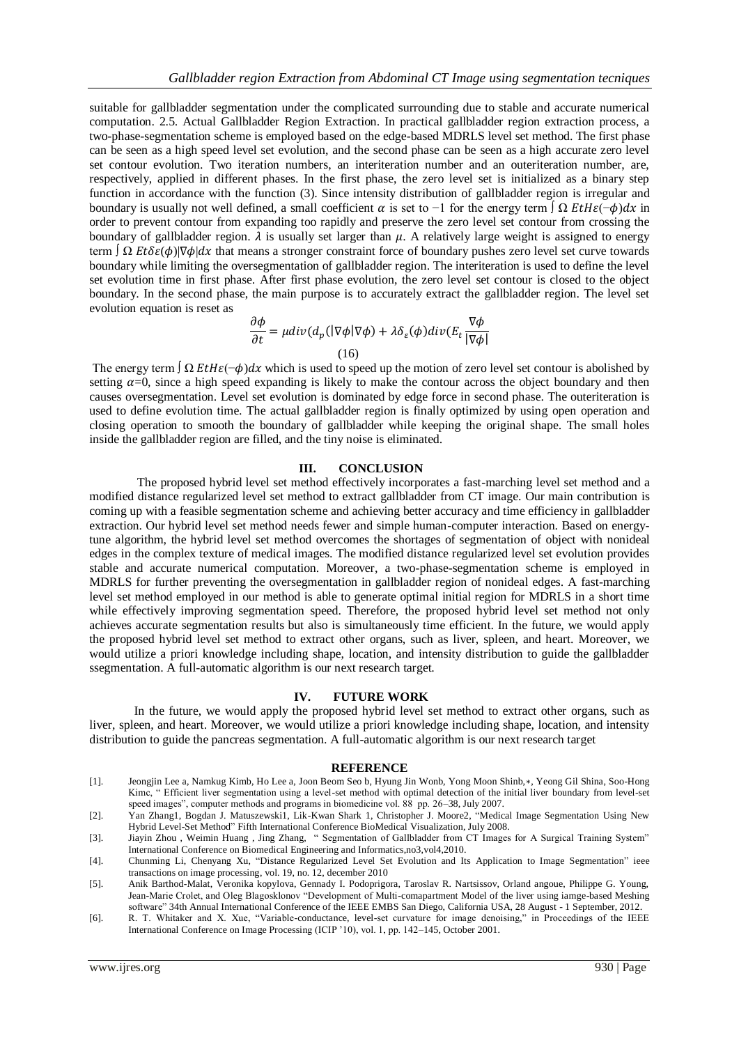suitable for gallbladder segmentation under the complicated surrounding due to stable and accurate numerical computation. 2.5. Actual Gallbladder Region Extraction. In practical gallbladder region extraction process, a two-phase-segmentation scheme is employed based on the edge-based MDRLS level set method. The first phase can be seen as a high speed level set evolution, and the second phase can be seen as a high accurate zero level set contour evolution. Two iteration numbers, an interiteration number and an outeriteration number, are, respectively, applied in different phases. In the first phase, the zero level set is initialized as a binary step function in accordance with the function (3). Since intensity distribution of gallbladder region is irregular and boundary is usually not well defined, a small coefficient $\alpha$ is set to −1 for the energy term $\int \Omega \, EtH\varepsilon(-\phi)dx$ in order to prevent contour from expanding too rapidly and preserve the zero level set contour from crossing the boundary of gallbladder region. $\lambda$ is usually set larger than $\mu$. A relatively large weight is assigned to energy term $\int \Omega \, Et\delta\varepsilon(\phi)|\nabla\phi|dx$ that means a stronger constraint force of boundary pushes zero level set curve towards boundary while limiting the oversegmentation of gallbladder region. The interiteration is used to define the level set evolution time in first phase. After first phase evolution, the zero level set contour is closed to the object boundary. In the second phase, the main purpose is to accurately extract the gallbladder region. The level set evolution equation is reset as

$$\frac{\partial\phi}{\partial t} = \mu div(d_p(|\nabla\phi|\nabla\phi) + \lambda\delta_\varepsilon(\phi)div(E_t \frac{\nabla\phi}{|\nabla\phi|}$$

(16)

The energy term $\int \Omega \, EtH\varepsilon(-\phi)dx$ which is used to speed up the motion of zero level set contour is abolished by setting $\alpha$=0, since a high speed expanding is likely to make the contour across the object boundary and then causes oversegmentation. Level set evolution is dominated by edge force in second phase. The outeriteration is used to define evolution time. The actual gallbladder region is finally optimized by using open operation and closing operation to smooth the boundary of gallbladder while keeping the original shape. The small holes inside the gallbladder region are filled, and the tiny noise is eliminated.

## III. CONCLUSION

The proposed hybrid level set method effectively incorporates a fast-marching level set method and a modified distance regularized level set method to extract gallbladder from CT image. Our main contribution is coming up with a feasible segmentation scheme and achieving better accuracy and time efficiency in gallbladder extraction. Our hybrid level set method needs fewer and simple human-computer interaction. Based on energy-tune algorithm, the hybrid level set method overcomes the shortages of segmentation of object with nonideal edges in the complex texture of medical images. The modified distance regularized level set evolution provides stable and accurate numerical computation. Moreover, a two-phase-segmentation scheme is employed in MDRLS for further preventing the oversegmentation in gallbladder region of nonideal edges. A fast-marching level set method employed in our method is able to generate optimal initial region for MDRLS in a short time while effectively improving segmentation speed. Therefore, the proposed hybrid level set method not only achieves accurate segmentation results but also is simultaneously time efficient. In the future, we would apply the proposed hybrid level set method to extract other organs, such as liver, spleen, and heart. Moreover, we would utilize a priori knowledge including shape, location, and intensity distribution to guide the gallbladder ssegmentation. A full-automatic algorithm is our next research target.

## IV. FUTURE WORK

In the future, we would apply the proposed hybrid level set method to extract other organs, such as liver, spleen, and heart. Moreover, we would utilize a priori knowledge including shape, location, and intensity distribution to guide the pancreas segmentation. A full-automatic algorithm is our next research target

## REFERENCE

[1]. Jeongjin Lee a, Namkug Kimb, Ho Lee a, Joon Beom Seo b, Hyung Jin Wonb, Yong Moon Shinb,∗, Yeong Gil Shina, Soo-Hong Kimc, " Efficient liver segmentation using a level-set method with optimal detection of the initial liver boundary from level-set speed images", computer methods and programs in biomedicine vol. 88 pp. 26–38, July 2007.

[2]. Yan Zhang1, Bogdan J. Matuszewski1, Lik-Kwan Shark 1, Christopher J. Moore2, "Medical Image Segmentation Using New Hybrid Level-Set Method" Fifth International Conference BioMedical Visualization, July 2008.

[3]. Jiayin Zhou , Weimin Huang , Jing Zhang, " Segmentation of Gallbladder from CT Images for A Surgical Training System" International Conference on Biomedical Engineering and Informatics,no3,vol4,2010.

[4]. Chunming Li, Chenyang Xu, "Distance Regularized Level Set Evolution and Its Application to Image Segmentation" ieee transactions on image processing, vol. 19, no. 12, december 2010

[5]. Anik Barthod-Malat, Veronika kopylova, Gennady I. Podoprigora, Taroslav R. Nartsissov, Orland angoue, Philippe G. Young, Jean-Marie Crolet, and Oleg Blagosklonov "Development of Multi-comapartment Model of the liver using iamge-based Meshing software" 34th Annual International Conference of the IEEE EMBS San Diego, California USA, 28 August - 1 September, 2012.

[6]. R. T. Whitaker and X. Xue, "Variable-conductance, level-set curvature for image denoising," in Proceedings of the IEEE International Conference on Image Processing (ICIP '10), vol. 1, pp. 142–145, October 2001.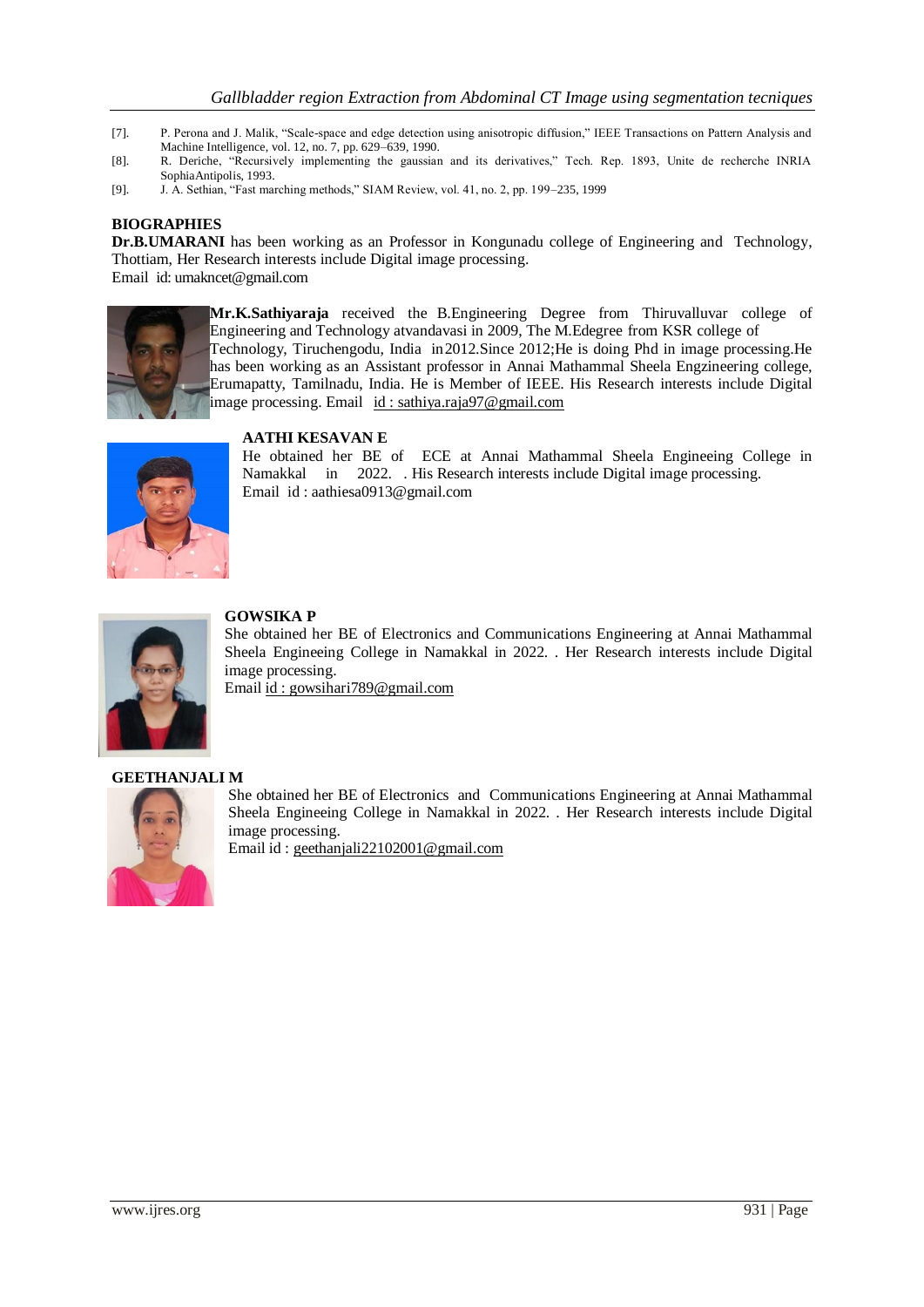[7]. P. Perona and J. Malik, "Scale-space and edge detection using anisotropic diffusion," IEEE Transactions on Pattern Analysis and Machine Intelligence, vol. 12, no. 7, pp. 629–639, 1990.

[8]. R. Deriche, "Recursively implementing the gaussian and its derivatives," Tech. Rep. 1893, Unite de recherche INRIA SophiaAntipolis, 1993.

[9]. J. A. Sethian, "Fast marching methods," SIAM Review, vol. 41, no. 2, pp. 199–235, 1999

## BIOGRAPHIES

**Dr.B.UMARANI** has been working as an Professor in Kongunadu college of Engineering and Technology, Thottiam, Her Research interests include Digital image processing.
Email id: umakncet@gmail.com

**Mr.K.Sathiyaraja** received the B.Engineering Degree from Thiruvalluvar college of Engineering and Technology atvandavasi in 2009, The M.Edegree from KSR college of Technology, Tiruchengodu, India in2012.Since 2012;He is doing Phd in image processing.He has been working as an Assistant professor in Annai Mathammal Sheela Engzineering college, Erumapatty, Tamilnadu, India. He is Member of IEEE. His Research interests include Digital image processing. Email id : sathiya.raja97@gmail.com

**AATHI KESAVAN E**
He obtained her BE of ECE at Annai Mathammal Sheela Engineeing College in Namakkal in 2022. . His Research interests include Digital image processing.
Email id : aathiesa0913@gmail.com

**GOWSIKA P**
She obtained her BE of Electronics and Communications Engineering at Annai Mathammal Sheela Engineeing College in Namakkal in 2022. . Her Research interests include Digital image processing.
Email id : gowsihari789@gmail.com

**GEETHANJALI M**
She obtained her BE of Electronics and Communications Engineering at Annai Mathammal Sheela Engineeing College in Namakkal in 2022. . Her Research interests include Digital image processing.
Email id : geethanjali22102001@gmail.com